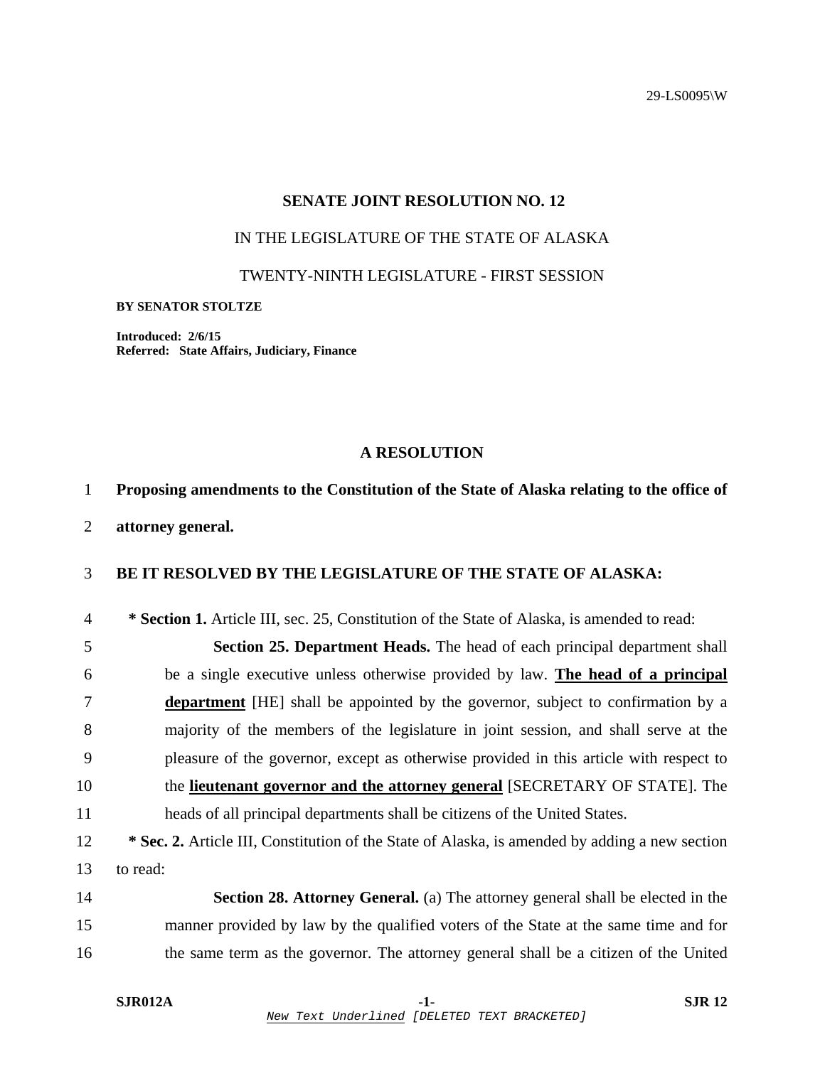29-LS0095\W

## SENATE JOINT RESOLUTION NO. 12

IN THE LEGISLATURE OF THE STATE OF ALASKA

TWENTY-NINTH LEGISLATURE - FIRST SESSION

**BY SENATOR STOLTZE**

**Introduced: 2/6/15**
**Referred: State Affairs, Judiciary, Finance**

## A RESOLUTION

**Proposing amendments to the Constitution of the State of Alaska relating to the office of attorney general.**

**BE IT RESOLVED BY THE LEGISLATURE OF THE STATE OF ALASKA:**

**\* Section 1.** Article III, sec. 25, Constitution of the State of Alaska, is amended to read:

> **Section 25. Department Heads.** The head of each principal department shall be a single executive unless otherwise provided by law. **<u>The head of a principal department</u>** [HE] shall be appointed by the governor, subject to confirmation by a majority of the members of the legislature in joint session, and shall serve at the pleasure of the governor, except as otherwise provided in this article with respect to the **<u>lieutenant governor and the attorney general</u>** [SECRETARY OF STATE]. The heads of all principal departments shall be citizens of the United States.

**\* Sec. 2.** Article III, Constitution of the State of Alaska, is amended by adding a new section to read:

> **Section 28. Attorney General.** (a) The attorney general shall be elected in the manner provided by law by the qualified voters of the State at the same time and for the same term as the governor. The attorney general shall be a citizen of the United

*New Text Underlined [DELETED TEXT BRACKETED]*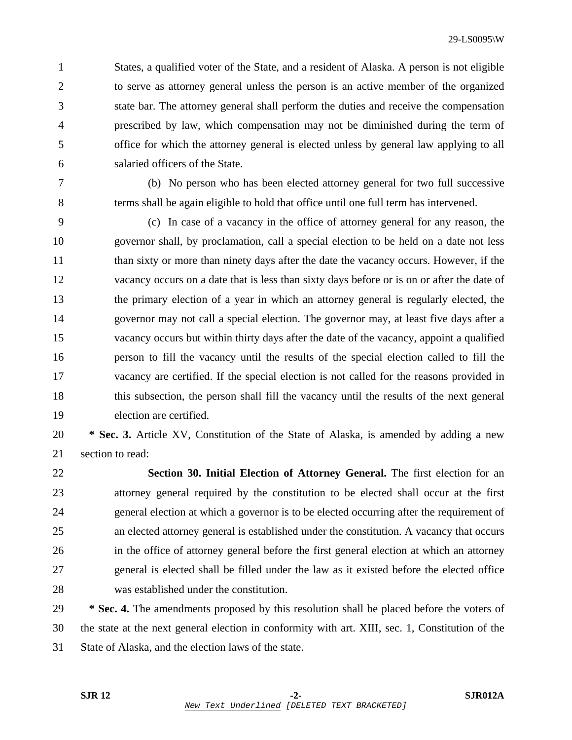States, a qualified voter of the State, and a resident of Alaska. A person is not eligible to serve as attorney general unless the person is an active member of the organized state bar. The attorney general shall perform the duties and receive the compensation prescribed by law, which compensation may not be diminished during the term of office for which the attorney general is elected unless by general law applying to all salaried officers of the State.

(b) No person who has been elected attorney general for two full successive terms shall be again eligible to hold that office until one full term has intervened.

(c) In case of a vacancy in the office of attorney general for any reason, the governor shall, by proclamation, call a special election to be held on a date not less than sixty or more than ninety days after the date the vacancy occurs. However, if the vacancy occurs on a date that is less than sixty days before or is on or after the date of the primary election of a year in which an attorney general is regularly elected, the governor may not call a special election. The governor may, at least five days after a vacancy occurs but within thirty days after the date of the vacancy, appoint a qualified person to fill the vacancy until the results of the special election called to fill the vacancy are certified. If the special election is not called for the reasons provided in this subsection, the person shall fill the vacancy until the results of the next general election are certified.

**\* Sec. 3.** Article XV, Constitution of the State of Alaska, is amended by adding a new section to read:

**Section 30. Initial Election of Attorney General.** The first election for an attorney general required by the constitution to be elected shall occur at the first general election at which a governor is to be elected occurring after the requirement of an elected attorney general is established under the constitution. A vacancy that occurs in the office of attorney general before the first general election at which an attorney general is elected shall be filled under the law as it existed before the elected office was established under the constitution.

**\* Sec. 4.** The amendments proposed by this resolution shall be placed before the voters of the state at the next general election in conformity with art. XIII, sec. 1, Constitution of the State of Alaska, and the election laws of the state.